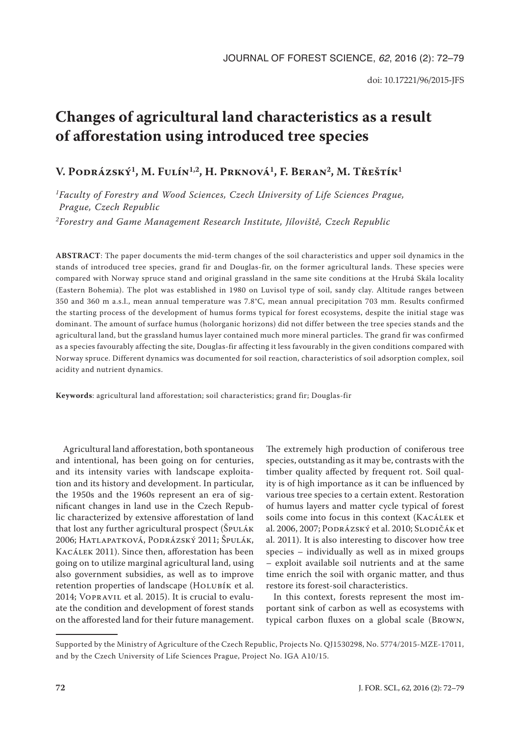# Changes of agricultural land characteristics as a result of afforestation using introduced tree species

**V. Podrázský[1], M. Fulín[1,2], H. Prknová[1], F. Beran[2], M. Třeštík[1]**

*[1]Faculty of Forestry and Wood Sciences, Czech University of Life Sciences Prague, Prague, Czech Republic*

*[2]Forestry and Game Management Research Institute, Jíloviště, Czech Republic*

**ABSTRACT**: The paper documents the mid-term changes of the soil characteristics and upper soil dynamics in the stands of introduced tree species, grand fir and Douglas-fir, on the former agricultural lands. These species were compared with Norway spruce stand and original grassland in the same site conditions at the Hrubá Skála locality (Eastern Bohemia). The plot was established in 1980 on Luvisol type of soil, sandy clay. Altitude ranges between 350 and 360 m a.s.l., mean annual temperature was 7.8°C, mean annual precipitation 703 mm. Results confirmed the starting process of the development of humus forms typical for forest ecosystems, despite the initial stage was dominant. The amount of surface humus (holorganic horizons) did not differ between the tree species stands and the agricultural land, but the grassland humus layer contained much more mineral particles. The grand fir was confirmed as a species favourably affecting the site, Douglas-fir affecting it less favourably in the given conditions compared with Norway spruce. Different dynamics was documented for soil reaction, characteristics of soil adsorption complex, soil acidity and nutrient dynamics.

**Keywords**: agricultural land afforestation; soil characteristics; grand fir; Douglas-fir

Agricultural land afforestation, both spontaneous and intentional, has been going on for centuries, and its intensity varies with landscape exploitation and its history and development. In particular, the 1950s and the 1960s represent an era of significant changes in land use in the Czech Republic characterized by extensive afforestation of land that lost any further agricultural prospect (Špulák 2006; Hatlapatková, Podrázský 2011; Špulák, Kacálek 2011). Since then, afforestation has been going on to utilize marginal agricultural land, using also government subsidies, as well as to improve retention properties of landscape (Holubík et al. 2014; Vopravil et al. 2015). It is crucial to evaluate the condition and development of forest stands on the afforested land for their future management. The extremely high production of coniferous tree species, outstanding as it may be, contrasts with the timber quality affected by frequent rot. Soil quality is of high importance as it can be influenced by various tree species to a certain extent. Restoration of humus layers and matter cycle typical of forest soils come into focus in this context (Kacálek et al. 2006, 2007; Podrázský et al. 2010; Slodičák et al. 2011). It is also interesting to discover how tree species – individually as well as in mixed groups – exploit available soil nutrients and at the same time enrich the soil with organic matter, and thus restore its forest-soil characteristics.

In this context, forests represent the most important sink of carbon as well as ecosystems with typical carbon fluxes on a global scale (Brown,

Supported by the Ministry of Agriculture of the Czech Republic, Projects No. QJ1530298, No. 5774/2015-MZE-17011, and by the Czech University of Life Sciences Prague, Project No. IGA A10/15.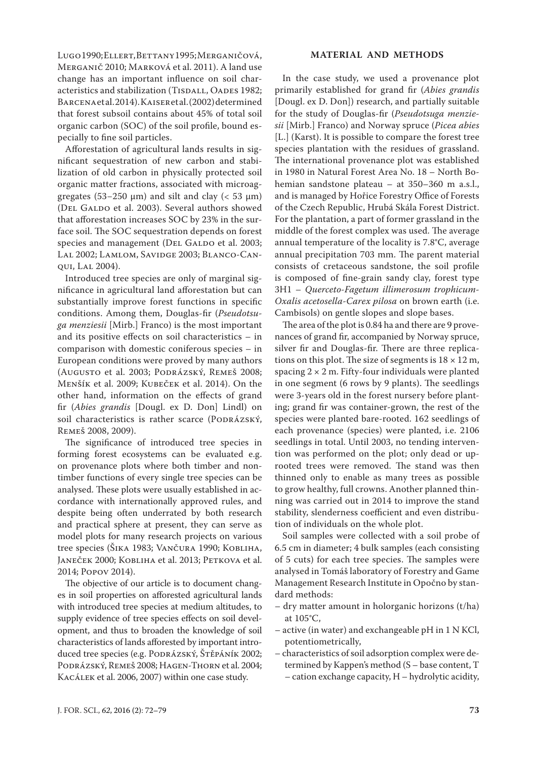Lugo 1990; Ellert, Bettany 1995; Merganičová, Merganič 2010; Marková et al. 2011). A land use change has an important influence on soil characteristics and stabilization (Tisdall, Oades 1982; Barcena et al. 2014). Kaiser et al. (2002) determined that forest subsoil contains about 45% of total soil organic carbon (SOC) of the soil profile, bound especially to fine soil particles.

Afforestation of agricultural lands results in significant sequestration of new carbon and stabilization of old carbon in physically protected soil organic matter fractions, associated with microaggregates (53–250 μm) and silt and clay (< 53 μm) (Del Galdo et al. 2003). Several authors showed that afforestation increases SOC by 23% in the surface soil. The SOC sequestration depends on forest species and management (Del Galdo et al. 2003; Lal 2002; Lamlom, Savidge 2003; Blanco-Canqui, Lal 2004).

Introduced tree species are only of marginal significance in agricultural land afforestation but can substantially improve forest functions in specific conditions. Among them, Douglas-fir (*Pseudotsuga menziesii* [Mirb.] Franco) is the most important and its positive effects on soil characteristics – in comparison with domestic coniferous species – in European conditions were proved by many authors (Augusto et al. 2003; Podrázský, Remeš 2008; Menšík et al. 2009; Kubeček et al. 2014). On the other hand, information on the effects of grand fir (*Abies grandis* [Dougl. ex D. Don] Lindl) on soil characteristics is rather scarce (Podrázský, Remeš 2008, 2009).

The significance of introduced tree species in forming forest ecosystems can be evaluated e.g. on provenance plots where both timber and non-timber functions of every single tree species can be analysed. These plots were usually established in accordance with internationally approved rules, and despite being often underrated by both research and practical sphere at present, they can serve as model plots for many research projects on various tree species (Šika 1983; Vančura 1990; Kobliha, Janeček 2000; Kobliha et al. 2013; Petkova et al. 2014; Popov 2014).

The objective of our article is to document changes in soil properties on afforested agricultural lands with introduced tree species at medium altitudes, to supply evidence of tree species effects on soil development, and thus to broaden the knowledge of soil characteristics of lands afforested by important introduced tree species (e.g. Podrázský, Štěpáník 2002; Podrázský, Remeš 2008; Hagen-Thorn et al. 2004; Kacálek et al. 2006, 2007) within one case study.

## MATERIAL AND METHODS

In the case study, we used a provenance plot primarily established for grand fir (*Abies grandis* [Dougl. ex D. Don]) research, and partially suitable for the study of Douglas-fir (*Pseudotsuga menziesii* [Mirb.] Franco) and Norway spruce (*Picea abies* [L.] (Karst). It is possible to compare the forest tree species plantation with the residues of grassland. The international provenance plot was established in 1980 in Natural Forest Area No. 18 – North Bohemian sandstone plateau – at 350–360 m a.s.l., and is managed by Hořice Forestry Office of Forests of the Czech Republic, Hrubá Skála Forest District. For the plantation, a part of former grassland in the middle of the forest complex was used. The average annual temperature of the locality is 7.8°C, average annual precipitation 703 mm. The parent material consists of cretaceous sandstone, the soil profile is composed of fine-grain sandy clay, forest type 3H1 – *Querceto-Fagetum illimerosum trophicum-Oxalis acetosella-Carex pilosa* on brown earth (i.e. Cambisols) on gentle slopes and slope bases.

The area of the plot is 0.84 ha and there are 9 provenances of grand fir, accompanied by Norway spruce, silver fir and Douglas-fir. There are three replications on this plot. The size of segments is 18 × 12 m, spacing 2 × 2 m. Fifty-four individuals were planted in one segment (6 rows by 9 plants). The seedlings were 3-years old in the forest nursery before planting; grand fir was container-grown, the rest of the species were planted bare-rooted. 162 seedlings of each provenance (species) were planted, i.e. 2106 seedlings in total. Until 2003, no tending intervention was performed on the plot; only dead or uprooted trees were removed. The stand was then thinned only to enable as many trees as possible to grow healthy, full crowns. Another planned thinning was carried out in 2014 to improve the stand stability, slenderness coefficient and even distribution of individuals on the whole plot.

Soil samples were collected with a soil probe of 6.5 cm in diameter; 4 bulk samples (each consisting of 5 cuts) for each tree species. The samples were analysed in Tomáš laboratory of Forestry and Game Management Research Institute in Opočno by standard methods:

- dry matter amount in holorganic horizons (t/ha) at 105°C,
- active (in water) and exchangeable pH in 1 N KCl, potentiometrically,
- characteristics of soil adsorption complex were determined by Kappen's method (S – base content, T – cation exchange capacity, H – hydrolytic acidity,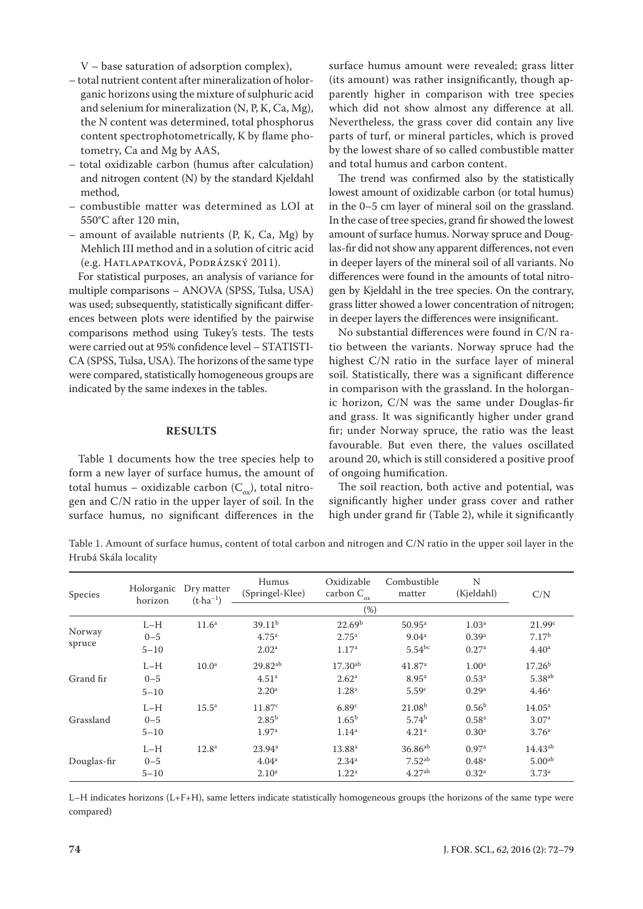V – base saturation of adsorption complex),

- total nutrient content after mineralization of holorganic horizons using the mixture of sulphuric acid and selenium for mineralization (N, P, K, Ca, Mg), the N content was determined, total phosphorus content spectrophotometrically, K by flame photometry, Ca and Mg by AAS,
- total oxidizable carbon (humus after calculation) and nitrogen content (N) by the standard Kjeldahl method,
- combustible matter was determined as LOI at 550°C after 120 min,
- amount of available nutrients (P, K, Ca, Mg) by Mehlich III method and in a solution of citric acid (e.g. Hatlapatková, Podrázský 2011).

For statistical purposes, an analysis of variance for multiple comparisons – ANOVA (SPSS, Tulsa, USA) was used; subsequently, statistically significant differences between plots were identified by the pairwise comparisons method using Tukey's tests. The tests were carried out at 95% confidence level – STATISTICA (SPSS, Tulsa, USA). The horizons of the same type were compared, statistically homogeneous groups are indicated by the same indexes in the tables.

## RESULTS

Table 1 documents how the tree species help to form a new layer of surface humus, the amount of total humus – oxidizable carbon ($C_{ox}$), total nitrogen and C/N ratio in the upper layer of soil. In the surface humus, no significant differences in the surface humus amount were revealed; grass litter (its amount) was rather insignificantly, though apparently higher in comparison with tree species which did not show almost any difference at all. Nevertheless, the grass cover did contain any live parts of turf, or mineral particles, which is proved by the lowest share of so called combustible matter and total humus and carbon content.

The trend was confirmed also by the statistically lowest amount of oxidizable carbon (or total humus) in the 0–5 cm layer of mineral soil on the grassland. In the case of tree species, grand fir showed the lowest amount of surface humus. Norway spruce and Douglas-fir did not show any apparent differences, not even in deeper layers of the mineral soil of all variants. No differences were found in the amounts of total nitrogen by Kjeldahl in the tree species. On the contrary, grass litter showed a lower concentration of nitrogen; in deeper layers the differences were insignificant.

No substantial differences were found in C/N ratio between the variants. Norway spruce had the highest C/N ratio in the surface layer of mineral soil. Statistically, there was a significant difference in comparison with the grassland. In the holorganic horizon, C/N was the same under Douglas-fir and grass. It was significantly higher under grand fir; under Norway spruce, the ratio was the least favourable. But even there, the values oscillated around 20, which is still considered a positive proof of ongoing humification.

The soil reaction, both active and potential, was significantly higher under grass cover and rather high under grand fir (Table 2), while it significantly

Table 1. Amount of surface humus, content of total carbon and nitrogen and C/N ratio in the upper soil layer in the Hrubá Skála locality

| Species | Holorganic horizon | Dry matter ($t \cdot ha^{-1}$) | Humus (Springel-Klee) | Oxidizable carbon $C_{ox}$ | Combustible matter | N (Kjeldahl) | C/N |
|---|---|---|---|---|---|---|---|
| | | | (%) | | | | |
| Norway spruce | L–H | 11.6[a] | 39.11[b] | 22.69[b] | 50.95[a] | 1.03[a] | 21.99[c] |
| | 0–5 | | 4.75[a] | 2.75[a] | 9.04[a] | 0.39[a] | 7.17[b] |
| | 5–10 | | 2.02[a] | 1.17[a] | 5.54[bc] | 0.27[a] | 4.40[a] |
| Grand fir | L–H | 10.0[a] | 29.82[ab] | 17.30[ab] | 41.87[a] | 1.00[a] | 17.26[b] |
| | 0–5 | | 4.51[a] | 2.62[a] | 8.95[a] | 0.53[a] | 5.38[ab] |
| | 5–10 | | 2.20[a] | 1.28[a] | 5.59[c] | 0.29[a] | 4.46[a] |
| Grassland | L–H | 15.5[a] | 11.87[c] | 6.89[c] | 21.08[b] | 0.56[b] | 14.05[a] |
| | 0–5 | | 2.85[b] | 1.65[b] | 5.74[b] | 0.58[a] | 3.07[a] |
| | 5–10 | | 1.97[a] | 1.14[a] | 4.21[a] | 0.30[a] | 3.76[a] |
| Douglas-fir | L–H | 12.8[a] | 23.94[a] | 13.88[a] | 36.86[ab] | 0.97[a] | 14.43[ab] |
| | 0–5 | | 4.04[a] | 2.34[a] | 7.52[ab] | 0.48[a] | 5.00[ab] |
| | 5–10 | | 2.10[a] | 1.22[a] | 4.27[ab] | 0.32[a] | 3.73[a] |

L–H indicates horizons (L+F+H), same letters indicate statistically homogeneous groups (the horizons of the same type were compared)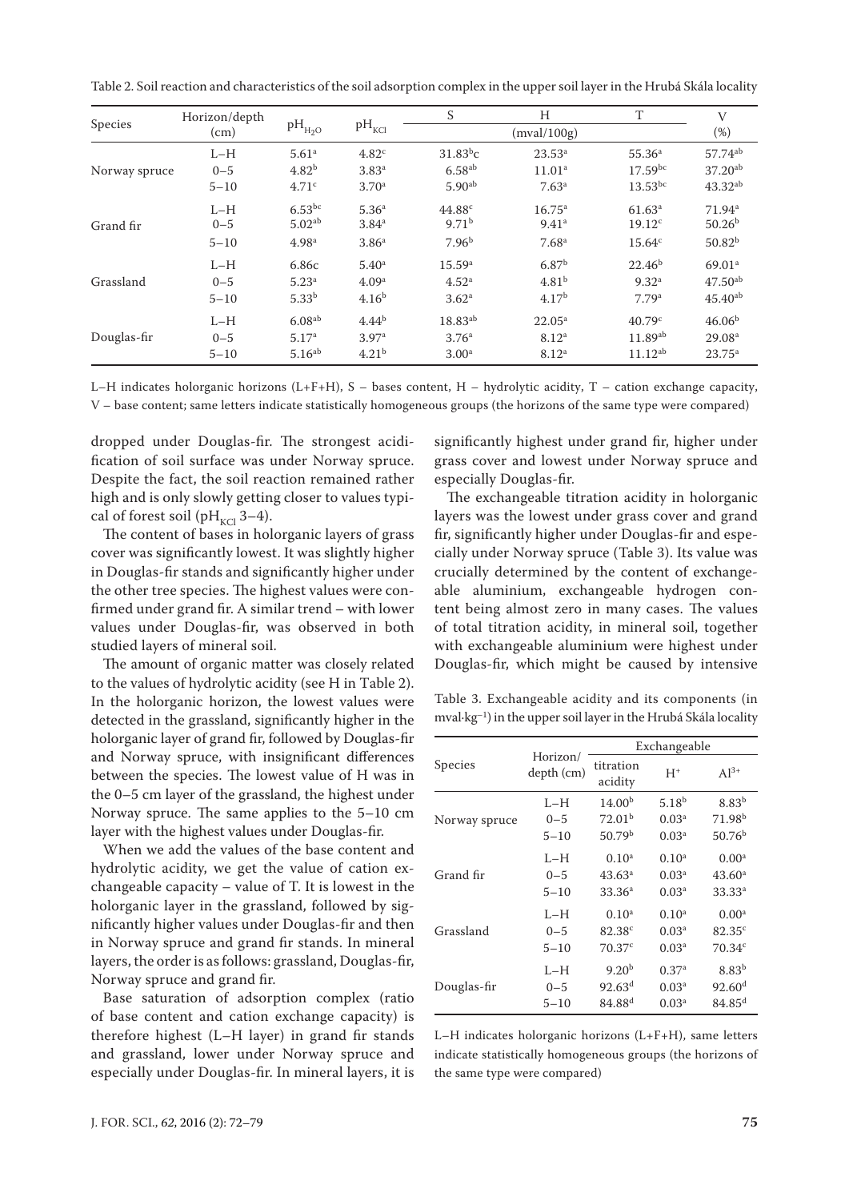Table 2. Soil reaction and characteristics of the soil adsorption complex in the upper soil layer in the Hrubá Skála locality

| Species | Horizon/depth (cm) | $pH_{H_2O}$ | $pH_{KCl}$ | S | H | T | V |
|---|---|---|---|---|---|---|---|
| | | | | (mval/100g) | | | (%) |
| Norway spruce | L–H | 5.61[a] | 4.82[c] | 31.83[b]c | 23.53[a] | 55.36[a] | 57.74[ab] |
| | 0–5 | 4.82[b] | 3.83[a] | 6.58[ab] | 11.01[a] | 17.59[bc] | 37.20[ab] |
| | 5–10 | 4.71[c] | 3.70[a] | 5.90[ab] | 7.63[a] | 13.53[bc] | 43.32[ab] |
| Grand fir | L–H | 6.53[bc] | 5.36[a] | 44.88[c] | 16.75[a] | 61.63[a] | 71.94[a] |
| | 0–5 | 5.02[ab] | 3.84[a] | 9.71[b] | 9.41[a] | 19.12[c] | 50.26[b] |
| | 5–10 | 4.98[a] | 3.86[a] | 7.96[b] | 7.68[a] | 15.64[c] | 50.82[b] |
| Grassland | L–H | 6.86c | 5.40[a] | 15.59[a] | 6.87[b] | 22.46[b] | 69.01[a] |
| | 0–5 | 5.23[a] | 4.09[a] | 4.52[a] | 4.81[b] | 9.32[a] | 47.50[ab] |
| | 5–10 | 5.33[b] | 4.16[b] | 3.62[a] | 4.17[b] | 7.79[a] | 45.40[ab] |
| Douglas-fir | L–H | 6.08[ab] | 4.44[b] | 18.83[ab] | 22.05[a] | 40.79[c] | 46.06[b] |
| | 0–5 | 5.17[a] | 3.97[a] | 3.76[a] | 8.12[a] | 11.89[ab] | 29.08[a] |
| | 5–10 | 5.16[ab] | 4.21[b] | 3.00[a] | 8.12[a] | 11.12[ab] | 23.75[a] |

L–H indicates holorganic horizons (L+F+H), S – bases content, H – hydrolytic acidity, T – cation exchange capacity, V – base content; same letters indicate statistically homogeneous groups (the horizons of the same type were compared)

dropped under Douglas-fir. The strongest acidification of soil surface was under Norway spruce. Despite the fact, the soil reaction remained rather high and is only slowly getting closer to values typical of forest soil ($pH_{KCl}$ 3–4).

The content of bases in holorganic layers of grass cover was significantly lowest. It was slightly higher in Douglas-fir stands and significantly higher under the other tree species. The highest values were confirmed under grand fir. A similar trend – with lower values under Douglas-fir, was observed in both studied layers of mineral soil.

The amount of organic matter was closely related to the values of hydrolytic acidity (see H in Table 2). In the holorganic horizon, the lowest values were detected in the grassland, significantly higher in the holorganic layer of grand fir, followed by Douglas-fir and Norway spruce, with insignificant differences between the species. The lowest value of H was in the 0–5 cm layer of the grassland, the highest under Norway spruce. The same applies to the 5–10 cm layer with the highest values under Douglas-fir.

When we add the values of the base content and hydrolytic acidity, we get the value of cation exchangeable capacity – value of T. It is lowest in the holorganic layer in the grassland, followed by significantly higher values under Douglas-fir and then in Norway spruce and grand fir stands. In mineral layers, the order is as follows: grassland, Douglas-fir, Norway spruce and grand fir.

Base saturation of adsorption complex (ratio of base content and cation exchange capacity) is therefore highest (L–H layer) in grand fir stands and grassland, lower under Norway spruce and especially under Douglas-fir. In mineral layers, it is significantly highest under grand fir, higher under grass cover and lowest under Norway spruce and especially Douglas-fir.

The exchangeable titration acidity in holorganic layers was the lowest under grass cover and grand fir, significantly higher under Douglas-fir and especially under Norway spruce (Table 3). Its value was crucially determined by the content of exchangeable aluminium, exchangeable hydrogen content being almost zero in many cases. The values of total titration acidity, in mineral soil, together with exchangeable aluminium were highest under Douglas-fir, which might be caused by intensive

Table 3. Exchangeable acidity and its components (in $mval \cdot kg^{-1}$) in the upper soil layer in the Hrubá Skála locality

| Species | Horizon/ depth (cm) | Exchangeable | | |
|---|---|---|---|---|
| | | titration acidity | $H^+$ | $Al^{3+}$ |
| Norway spruce | L–H | 14.00[b] | 5.18[b] | 8.83[b] |
| | 0–5 | 72.01[b] | 0.03[a] | 71.98[b] |
| | 5–10 | 50.79[b] | 0.03[a] | 50.76[b] |
| Grand fir | L–H | 0.10[a] | 0.10[a] | 0.00[a] |
| | 0–5 | 43.63[a] | 0.03[a] | 43.60[a] |
| | 5–10 | 33.36[a] | 0.03[a] | 33.33[a] |
| Grassland | L–H | 0.10[a] | 0.10[a] | 0.00[a] |
| | 0–5 | 82.38[c] | 0.03[a] | 82.35[c] |
| | 5–10 | 70.37[c] | 0.03[a] | 70.34[c] |
| Douglas-fir | L–H | 9.20[b] | 0.37[a] | 8.83[b] |
| | 0–5 | 92.63[d] | 0.03[a] | 92.60[d] |
| | 5–10 | 84.88[d] | 0.03[a] | 84.85[d] |

L–H indicates holorganic horizons (L+F+H), same letters indicate statistically homogeneous groups (the horizons of the same type were compared)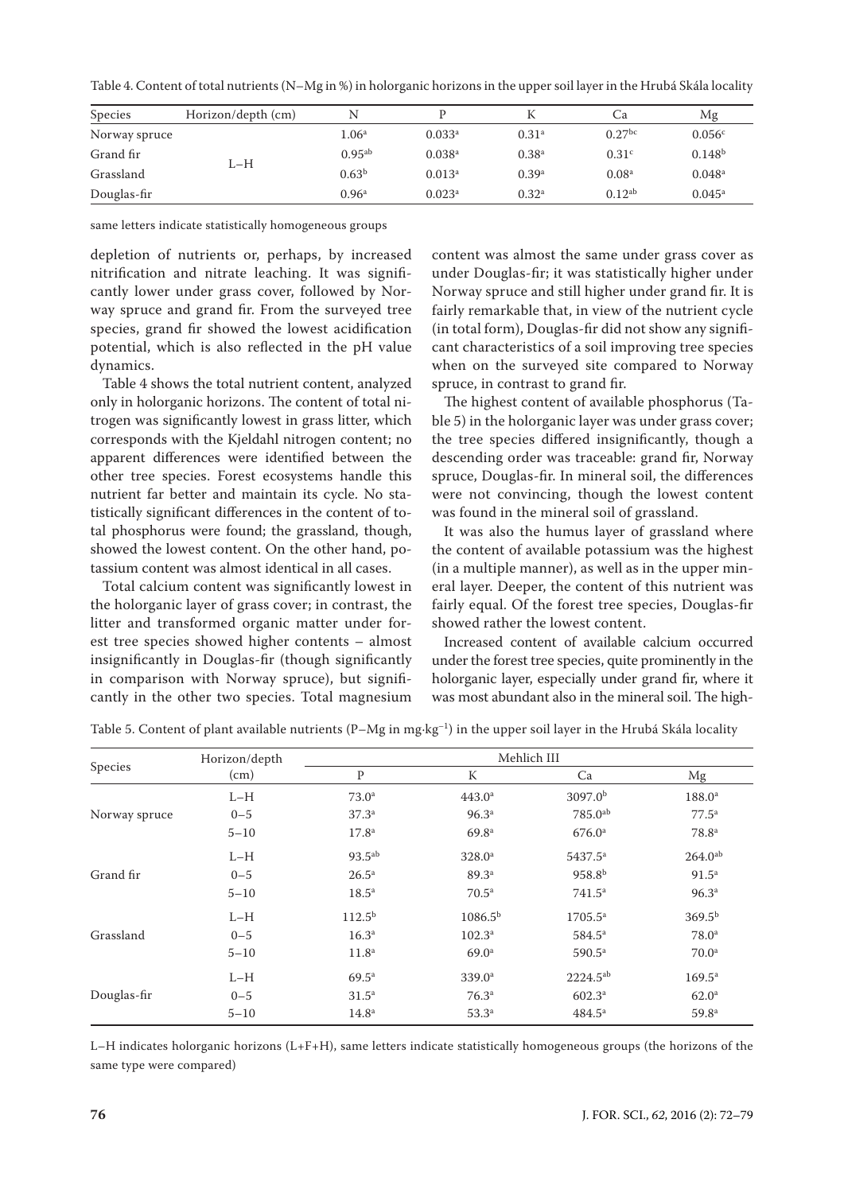Table 4. Content of total nutrients (N–Mg in %) in holorganic horizons in the upper soil layer in the Hrubá Skála locality

| Species | Horizon/depth (cm) | N | P | K | Ca | Mg |
|---|---|---|---|---|---|---|
| Norway spruce | L–H | 1.06[a] | 0.033[a] | 0.31[a] | 0.27[bc] | 0.056[c] |
| Grand fir | | 0.95[ab] | 0.038[a] | 0.38[a] | 0.31[c] | 0.148[b] |
| Grassland | | 0.63[b] | 0.013[a] | 0.39[a] | 0.08[a] | 0.048[a] |
| Douglas-fir | | 0.96[a] | 0.023[a] | 0.32[a] | 0.12[ab] | 0.045[a] |

same letters indicate statistically homogeneous groups

depletion of nutrients or, perhaps, by increased nitrification and nitrate leaching. It was significantly lower under grass cover, followed by Norway spruce and grand fir. From the surveyed tree species, grand fir showed the lowest acidification potential, which is also reflected in the pH value dynamics.

Table 4 shows the total nutrient content, analyzed only in holorganic horizons. The content of total nitrogen was significantly lowest in grass litter, which corresponds with the Kjeldahl nitrogen content; no apparent differences were identified between the other tree species. Forest ecosystems handle this nutrient far better and maintain its cycle. No statistically significant differences in the content of total phosphorus were found; the grassland, though, showed the lowest content. On the other hand, potassium content was almost identical in all cases.

Total calcium content was significantly lowest in the holorganic layer of grass cover; in contrast, the litter and transformed organic matter under forest tree species showed higher contents – almost insignificantly in Douglas-fir (though significantly in comparison with Norway spruce), but significantly in the other two species. Total magnesium content was almost the same under grass cover as under Douglas-fir; it was statistically higher under Norway spruce and still higher under grand fir. It is fairly remarkable that, in view of the nutrient cycle (in total form), Douglas-fir did not show any significant characteristics of a soil improving tree species when on the surveyed site compared to Norway spruce, in contrast to grand fir.

The highest content of available phosphorus (Table 5) in the holorganic layer was under grass cover; the tree species differed insignificantly, though a descending order was traceable: grand fir, Norway spruce, Douglas-fir. In mineral soil, the differences were not convincing, though the lowest content was found in the mineral soil of grassland.

It was also the humus layer of grassland where the content of available potassium was the highest (in a multiple manner), as well as in the upper mineral layer. Deeper, the content of this nutrient was fairly equal. Of the forest tree species, Douglas-fir showed rather the lowest content.

Increased content of available calcium occurred under the forest tree species, quite prominently in the holorganic layer, especially under grand fir, where it was most abundant also in the mineral soil. The high-

Table 5. Content of plant available nutrients (P–Mg in $mg \cdot kg^{-1}$) in the upper soil layer in the Hrubá Skála locality

| Species | Horizon/depth (cm) | Mehlich III | | | |
|---|---|---|---|---|---|
| | | P | K | Ca | Mg |
| Norway spruce | L–H | 73.0[a] | 443.0[a] | 3097.0[b] | 188.0[a] |
| | 0–5 | 37.3[a] | 96.3[a] | 785.0[ab] | 77.5[a] |
| | 5–10 | 17.8[a] | 69.8[a] | 676.0[a] | 78.8[a] |
| Grand fir | L–H | 93.5[ab] | 328.0[a] | 5437.5[a] | 264.0[ab] |
| | 0–5 | 26.5[a] | 89.3[a] | 958.8[b] | 91.5[a] |
| | 5–10 | 18.5[a] | 70.5[a] | 741.5[a] | 96.3[a] |
| Grassland | L–H | 112.5[b] | 1086.5[b] | 1705.5[a] | 369.5[b] |
| | 0–5 | 16.3[a] | 102.3[a] | 584.5[a] | 78.0[a] |
| | 5–10 | 11.8[a] | 69.0[a] | 590.5[a] | 70.0[a] |
| Douglas-fir | L–H | 69.5[a] | 339.0[a] | 2224.5[ab] | 169.5[a] |
| | 0–5 | 31.5[a] | 76.3[a] | 602.3[a] | 62.0[a] |
| | 5–10 | 14.8[a] | 53.3[a] | 484.5[a] | 59.8[a] |

L–H indicates holorganic horizons (L+F+H), same letters indicate statistically homogeneous groups (the horizons of the same type were compared)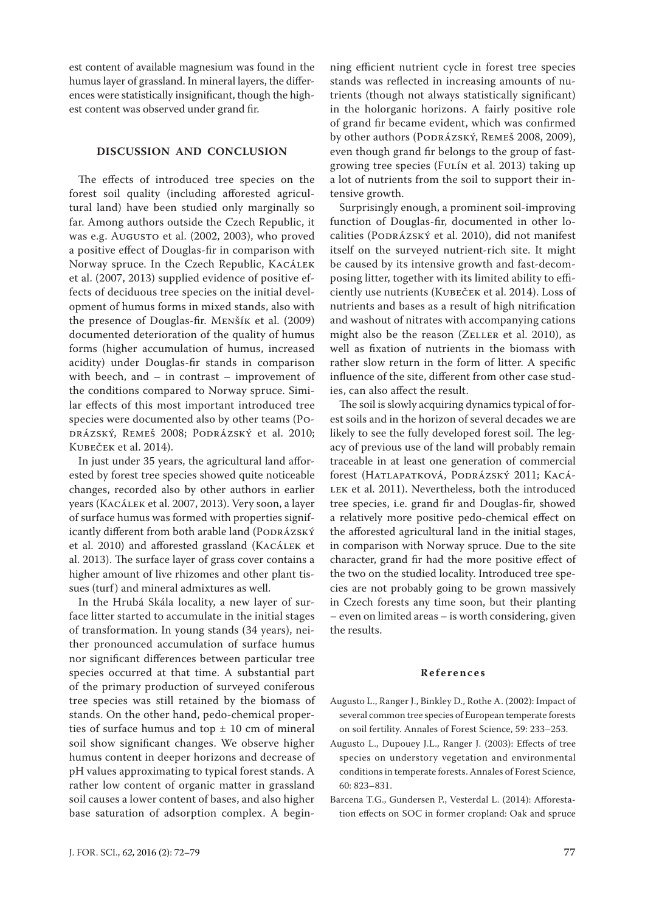est content of available magnesium was found in the humus layer of grassland. In mineral layers, the differences were statistically insignificant, though the highest content was observed under grand fir.

## DISCUSSION AND CONCLUSION

The effects of introduced tree species on the forest soil quality (including afforested agricultural land) have been studied only marginally so far. Among authors outside the Czech Republic, it was e.g. Augusto et al. (2002, 2003), who proved a positive effect of Douglas-fir in comparison with Norway spruce. In the Czech Republic, Kacálek et al. (2007, 2013) supplied evidence of positive effects of deciduous tree species on the initial development of humus forms in mixed stands, also with the presence of Douglas-fir. Menšík et al. (2009) documented deterioration of the quality of humus forms (higher accumulation of humus, increased acidity) under Douglas-fir stands in comparison with beech, and – in contrast – improvement of the conditions compared to Norway spruce. Similar effects of this most important introduced tree species were documented also by other teams (Podrázský, Remeš 2008; Podrázský et al. 2010; Kubeček et al. 2014).

In just under 35 years, the agricultural land afforested by forest tree species showed quite noticeable changes, recorded also by other authors in earlier years (Kacálek et al. 2007, 2013). Very soon, a layer of surface humus was formed with properties significantly different from both arable land (Podrázský et al. 2010) and afforested grassland (Kacálek et al. 2013). The surface layer of grass cover contains a higher amount of live rhizomes and other plant tissues (turf) and mineral admixtures as well.

In the Hrubá Skála locality, a new layer of surface litter started to accumulate in the initial stages of transformation. In young stands (34 years), neither pronounced accumulation of surface humus nor significant differences between particular tree species occurred at that time. A substantial part of the primary production of surveyed coniferous tree species was still retained by the biomass of stands. On the other hand, pedo-chemical properties of surface humus and top ± 10 cm of mineral soil show significant changes. We observe higher humus content in deeper horizons and decrease of pH values approximating to typical forest stands. A rather low content of organic matter in grassland soil causes a lower content of bases, and also higher base saturation of adsorption complex. A beginning efficient nutrient cycle in forest tree species stands was reflected in increasing amounts of nutrients (though not always statistically significant) in the holorganic horizons. A fairly positive role of grand fir became evident, which was confirmed by other authors (Podrázský, Remeš 2008, 2009), even though grand fir belongs to the group of fast-growing tree species (Fulín et al. 2013) taking up a lot of nutrients from the soil to support their intensive growth.

Surprisingly enough, a prominent soil-improving function of Douglas-fir, documented in other localities (Podrázský et al. 2010), did not manifest itself on the surveyed nutrient-rich site. It might be caused by its intensive growth and fast-decomposing litter, together with its limited ability to efficiently use nutrients (Kubeček et al. 2014). Loss of nutrients and bases as a result of high nitrification and washout of nitrates with accompanying cations might also be the reason (Zeller et al. 2010), as well as fixation of nutrients in the biomass with rather slow return in the form of litter. A specific influence of the site, different from other case studies, can also affect the result.

The soil is slowly acquiring dynamics typical of forest soils and in the horizon of several decades we are likely to see the fully developed forest soil. The legacy of previous use of the land will probably remain traceable in at least one generation of commercial forest (Hatlapatková, Podrázský 2011; Kacálek et al. 2011). Nevertheless, both the introduced tree species, i.e. grand fir and Douglas-fir, showed a relatively more positive pedo-chemical effect on the afforested agricultural land in the initial stages, in comparison with Norway spruce. Due to the site character, grand fir had the more positive effect of the two on the studied locality. Introduced tree species are not probably going to be grown massively in Czech forests any time soon, but their planting – even on limited areas – is worth considering, given the results.

### References

Augusto L., Ranger J., Binkley D., Rothe A. (2002): Impact of several common tree species of European temperate forests on soil fertility. Annales of Forest Science, 59: 233–253.

Augusto L., Dupouey J.L., Ranger J. (2003): Effects of tree species on understory vegetation and environmental conditions in temperate forests. Annales of Forest Science, 60: 823–831.

Barcena T.G., Gundersen P., Vesterdal L. (2014): Afforestation effects on SOC in former cropland: Oak and spruce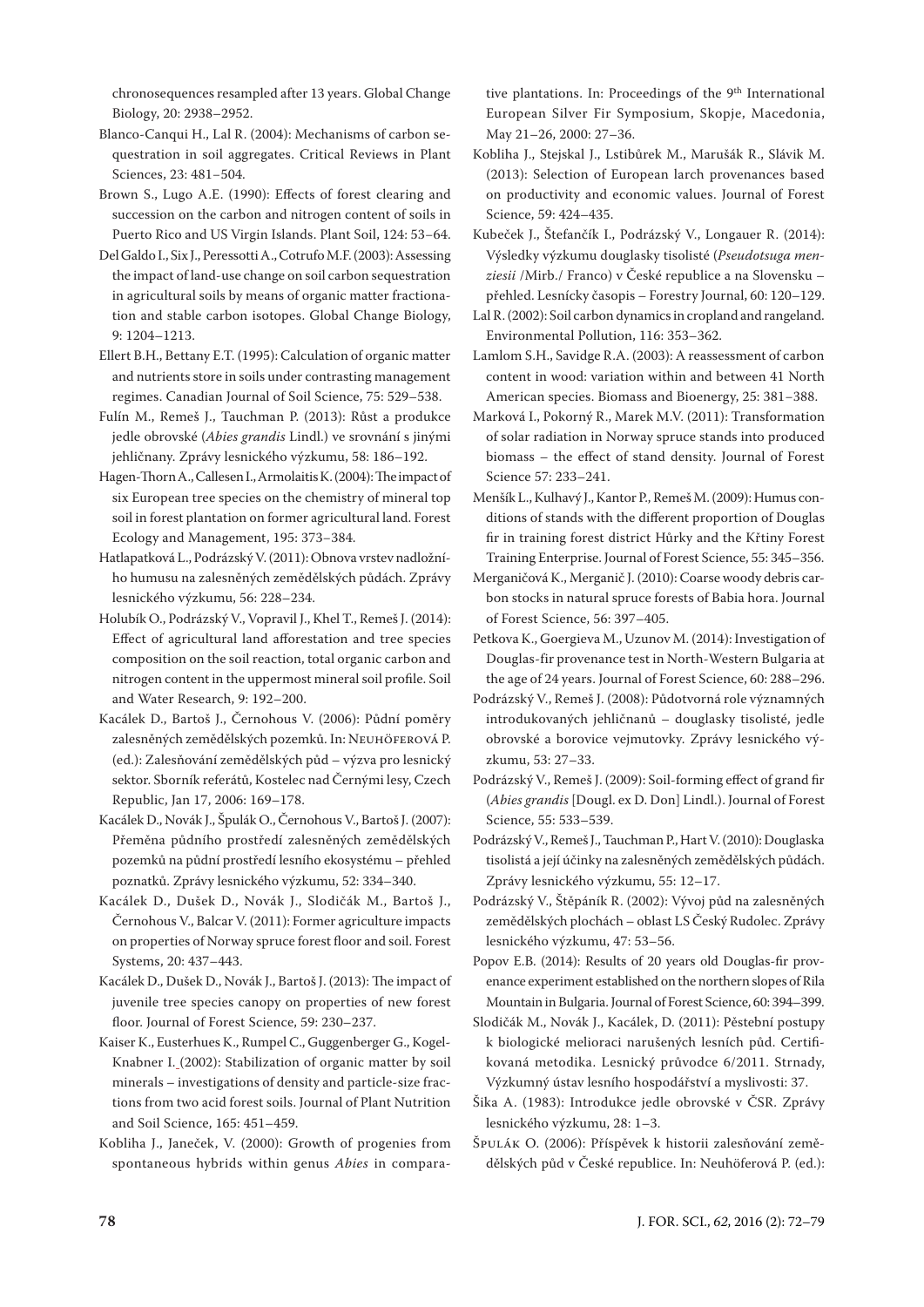chronosequences resampled after 13 years. Global Change Biology, 20: 2938–2952.

Blanco-Canqui H., Lal R. (2004): Mechanisms of carbon sequestration in soil aggregates. Critical Reviews in Plant Sciences, 23: 481–504.

Brown S., Lugo A.E. (1990): Effects of forest clearing and succession on the carbon and nitrogen content of soils in Puerto Rico and US Virgin Islands. Plant Soil, 124: 53–64.

Del Galdo I., Six J., Peressotti A., Cotrufo M.F. (2003): Assessing the impact of land-use change on soil carbon sequestration in agricultural soils by means of organic matter fractionation and stable carbon isotopes. Global Change Biology, 9: 1204–1213.

Ellert B.H., Bettany E.T. (1995): Calculation of organic matter and nutrients store in soils under contrasting management regimes. Canadian Journal of Soil Science, 75: 529–538.

Fulín M., Remeš J., Tauchman P. (2013): Růst a produkce jedle obrovské (*Abies grandis* Lindl.) ve srovnání s jinými jehličnany. Zprávy lesnického výzkumu, 58: 186–192.

Hagen-Thorn A., Callesen I., Armolaitis K. (2004): The impact of six European tree species on the chemistry of mineral top soil in forest plantation on former agricultural land. Forest Ecology and Management, 195: 373–384.

Hatlapatková L., Podrázský V. (2011): Obnova vrstev nadložního humusu na zalesněných zemědělských půdách. Zprávy lesnického výzkumu, 56: 228–234.

Holubík O., Podrázský V., Vopravil J., Khel T., Remeš J. (2014): Effect of agricultural land afforestation and tree species composition on the soil reaction, total organic carbon and nitrogen content in the uppermost mineral soil profile. Soil and Water Research, 9: 192–200.

Kacálek D., Bartoš J., Černohous V. (2006): Půdní poměry zalesněných zemědělských pozemků. In: Neuhöferová P. (ed.): Zalesňování zemědělských půd – výzva pro lesnický sektor. Sborník referátů, Kostelec nad Černými lesy, Czech Republic, Jan 17, 2006: 169–178.

Kacálek D., Novák J., Špulák O., Černohous V., Bartoš J. (2007): Přeměna půdního prostředí zalesněných zemědělských pozemků na půdní prostředí lesního ekosystému – přehled poznatků. Zprávy lesnického výzkumu, 52: 334–340.

Kacálek D., Dušek D., Novák J., Slodičák M., Bartoš J., Černohous V., Balcar V. (2011): Former agriculture impacts on properties of Norway spruce forest floor and soil. Forest Systems, 20: 437–443.

Kacálek D., Dušek D., Novák J., Bartoš J. (2013): The impact of juvenile tree species canopy on properties of new forest floor. Journal of Forest Science, 59: 230–237.

Kaiser K., Eusterhues K., Rumpel C., Guggenberger G., Kogel-Knabner I. (2002): Stabilization of organic matter by soil minerals – investigations of density and particle-size fractions from two acid forest soils. Journal of Plant Nutrition and Soil Science, 165: 451–459.

Kobliha J., Janeček, V. (2000): Growth of progenies from spontaneous hybrids within genus *Abies* in comparative plantations. In: Proceedings of the 9th International European Silver Fir Symposium, Skopje, Macedonia, May 21–26, 2000: 27–36.

Kobliha J., Stejskal J., Lstibůrek M., Marušák R., Slávik M. (2013): Selection of European larch provenances based on productivity and economic values. Journal of Forest Science, 59: 424–435.

Kubeček J., Štefančík I., Podrázský V., Longauer R. (2014): Výsledky výzkumu douglasky tisolisté (*Pseudotsuga menziesii* /Mirb./ Franco) v České republice a na Slovensku – přehled. Lesnícky časopis – Forestry Journal, 60: 120–129.

Lal R. (2002): Soil carbon dynamics in cropland and rangeland. Environmental Pollution, 116: 353–362.

Lamlom S.H., Savidge R.A. (2003): A reassessment of carbon content in wood: variation within and between 41 North American species. Biomass and Bioenergy, 25: 381–388.

Marková I., Pokorný R., Marek M.V. (2011): Transformation of solar radiation in Norway spruce stands into produced biomass – the effect of stand density. Journal of Forest Science 57: 233–241.

Menšík L., Kulhavý J., Kantor P., Remeš M. (2009): Humus conditions of stands with the different proportion of Douglas fir in training forest district Hůrky and the Křtiny Forest Training Enterprise. Journal of Forest Science, 55: 345–356.

Merganičová K., Merganič J. (2010): Coarse woody debris carbon stocks in natural spruce forests of Babia hora. Journal of Forest Science, 56: 397–405.

Petkova K., Goergieva M., Uzunov M. (2014): Investigation of Douglas-fir provenance test in North-Western Bulgaria at the age of 24 years. Journal of Forest Science, 60: 288–296.

Podrázský V., Remeš J. (2008): Půdotvorná role významných introdukovaných jehličnanů – douglasky tisolisté, jedle obrovské a borovice vejmutovky. Zprávy lesnického výzkumu, 53: 27–33.

Podrázský V., Remeš J. (2009): Soil-forming effect of grand fir (*Abies grandis* [Dougl. ex D. Don] Lindl.). Journal of Forest Science, 55: 533–539.

Podrázský V., Remeš J., Tauchman P., Hart V. (2010): Douglaska tisolistá a její účinky na zalesněných zemědělských půdách. Zprávy lesnického výzkumu, 55: 12–17.

Podrázský V., Štěpáník R. (2002): Vývoj půd na zalesněných zemědělských plochách – oblast LS Český Rudolec. Zprávy lesnického výzkumu, 47: 53–56.

Popov E.B. (2014): Results of 20 years old Douglas-fir provenance experiment established on the northern slopes of Rila Mountain in Bulgaria. Journal of Forest Science, 60: 394–399.

Slodičák M., Novák J., Kacálek, D. (2011): Pěstební postupy k biologické melioraci narušených lesních půd. Certifikovaná metodika. Lesnický průvodce 6/2011. Strnady, Výzkumný ústav lesního hospodářství a myslivosti: 37.

Šika A. (1983): Introdukce jedle obrovské v ČSR. Zprávy lesnického výzkumu, 28: 1–3.

Špulák O. (2006): Příspěvek k historii zalesňování zemědělských půd v České republice. In: Neuhöferová P. (ed.):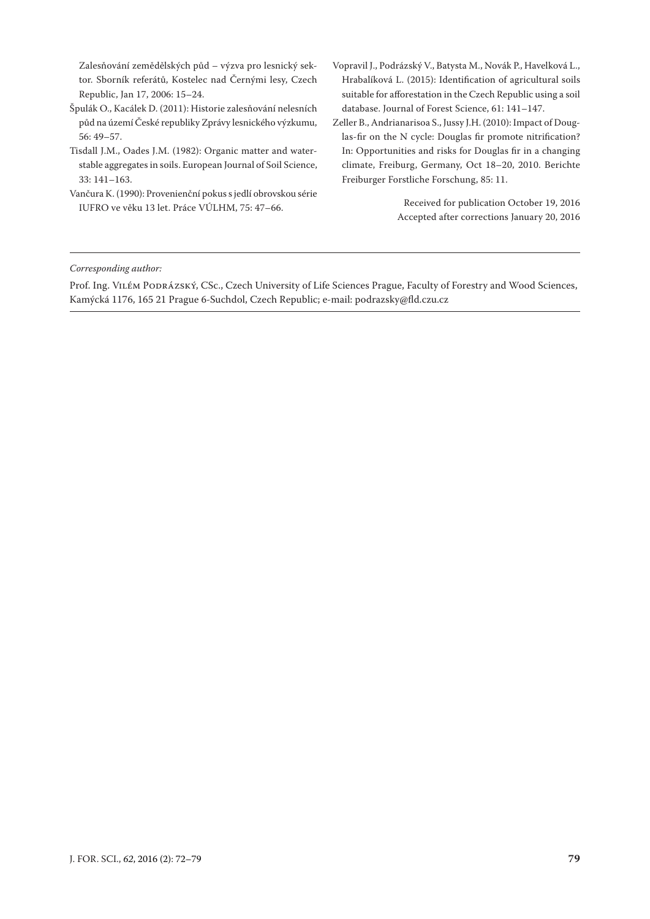Zalesňování zemědělských půd – výzva pro lesnický sektor. Sborník referátů, Kostelec nad Černými lesy, Czech Republic, Jan 17, 2006: 15–24.

Špulák O., Kacálek D. (2011): Historie zalesňování nelesních půd na území České republiky Zprávy lesnického výzkumu, 56: 49–57.

Tisdall J.M., Oades J.M. (1982): Organic matter and water-stable aggregates in soils. European Journal of Soil Science, 33: 141–163.

Vančura K. (1990): Provenienční pokus s jedlí obrovskou série IUFRO ve věku 13 let. Práce VÚLHM, 75: 47–66.

Vopravil J., Podrázský V., Batysta M., Novák P., Havelková L., Hrabalíková L. (2015): Identification of agricultural soils suitable for afforestation in the Czech Republic using a soil database. Journal of Forest Science, 61: 141–147.

Zeller B., Andrianarisoa S., Jussy J.H. (2010): Impact of Douglas-fir on the N cycle: Douglas fir promote nitrification? In: Opportunities and risks for Douglas fir in a changing climate, Freiburg, Germany, Oct 18–20, 2010. Berichte Freiburger Forstliche Forschung, 85: 11.

Received for publication October 19, 2016
Accepted after corrections January 20, 2016

*Corresponding author:*

Prof. Ing. Vilém Podrázský, CSc., Czech University of Life Sciences Prague, Faculty of Forestry and Wood Sciences, Kamýcká 1176, 165 21 Prague 6-Suchdol, Czech Republic; e-mail: podrazsky@fld.czu.cz